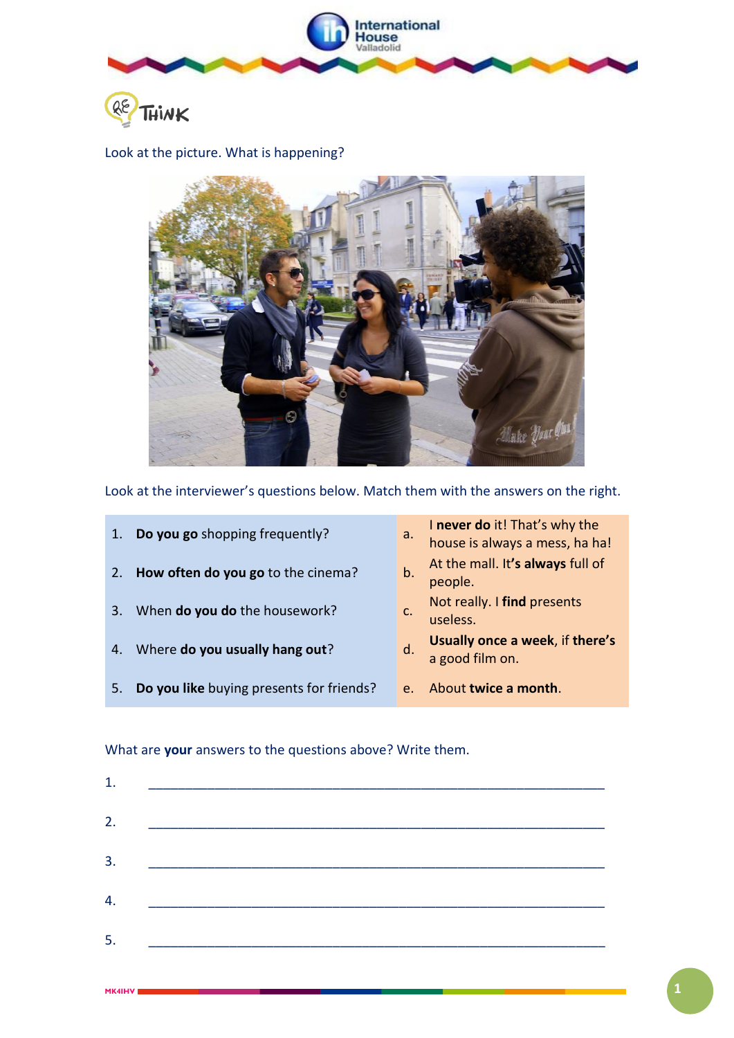# RE THINK

Look at the picture. What is happening?

Look at the interviewer's questions below. Match them with the answers on the right.

| | | | |
|---|---|---|---|
| 1. | **Do you go** shopping frequently? | a. | I **never do** it! That's why the house is always a mess, ha ha! |
| 2. | **How often do you go** to the cinema? | b. | At the mall. It**'s always** full of people. |
| 3. | When **do you do** the housework? | c. | Not really. I **find** presents useless. |
| 4. | Where **do you usually hang out**? | d. | **Usually once a week**, if **there's** a good film on. |
| 5. | **Do you like** buying presents for friends? | e. | About **twice a month**. |

What are **your** answers to the questions above? Write them.

1. ____________________________________________________________

2. ____________________________________________________________

3. ____________________________________________________________

4. ____________________________________________________________

5. ____________________________________________________________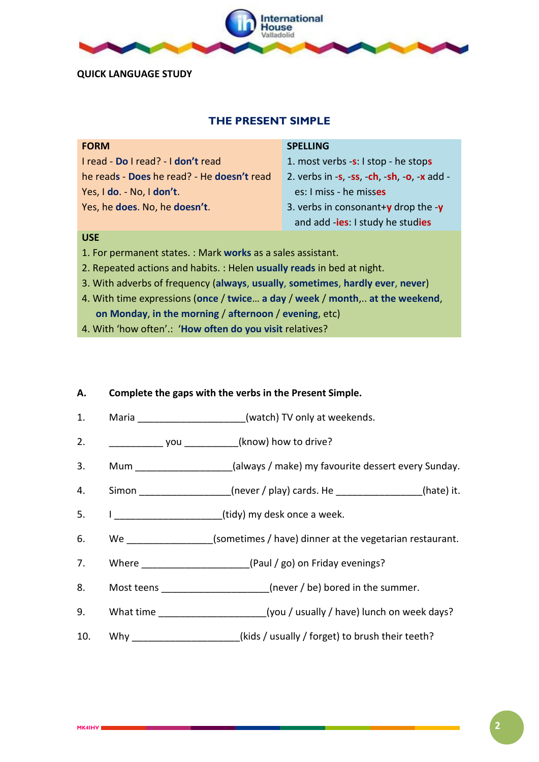**QUICK LANGUAGE STUDY**

## THE PRESENT SIMPLE

| FORM | SPELLING |
| --- | --- |
| I read - **Do** I read? - I **don't** read<br>he reads - **Does** he read? - He **doesn't** read<br>Yes, I **do**. - No, I **don't**.<br>Yes, he **does**. No, he **doesn't**. | 1. most verbs -**s**: I stop - he stop**s**<br>2. verbs in -**s**, -**ss**, -**ch**, -**sh**, -**o**, -**x** add -es: I miss - he miss**es**<br>3. verbs in consonant+**y** drop the -**y** and add -**ies**: I study he stud**ies** |

**USE**

1. For permanent states. : Mark **works** as a sales assistant.
2. Repeated actions and habits. : Helen **usually reads** in bed at night.
3. With adverbs of frequency (**always**, **usually**, **sometimes**, **hardly ever**, **never**)
4. With time expressions (**once** / **twice**… **a day** / **week** / **month**,.. **at the weekend**, **on Monday**, **in the morning** / **afternoon** / **evening**, etc)
4. With 'how often'.: '**How often do you visit** relatives?

**A. Complete the gaps with the verbs in the Present Simple.**

1. Maria ____________________(watch) TV only at weekends.
2. __________ you __________(know) how to drive?
3. Mum __________________(always / make) my favourite dessert every Sunday.
4. Simon ________________(never / play) cards. He ________________(hate) it.
5. I ____________________(tidy) my desk once a week.
6. We ________________(sometimes / have) dinner at the vegetarian restaurant.
7. Where ____________________(Paul / go) on Friday evenings?
8. Most teens ____________________(never / be) bored in the summer.
9. What time ____________________(you / usually / have) lunch on week days?
10. Why ____________________(kids / usually / forget) to brush their teeth?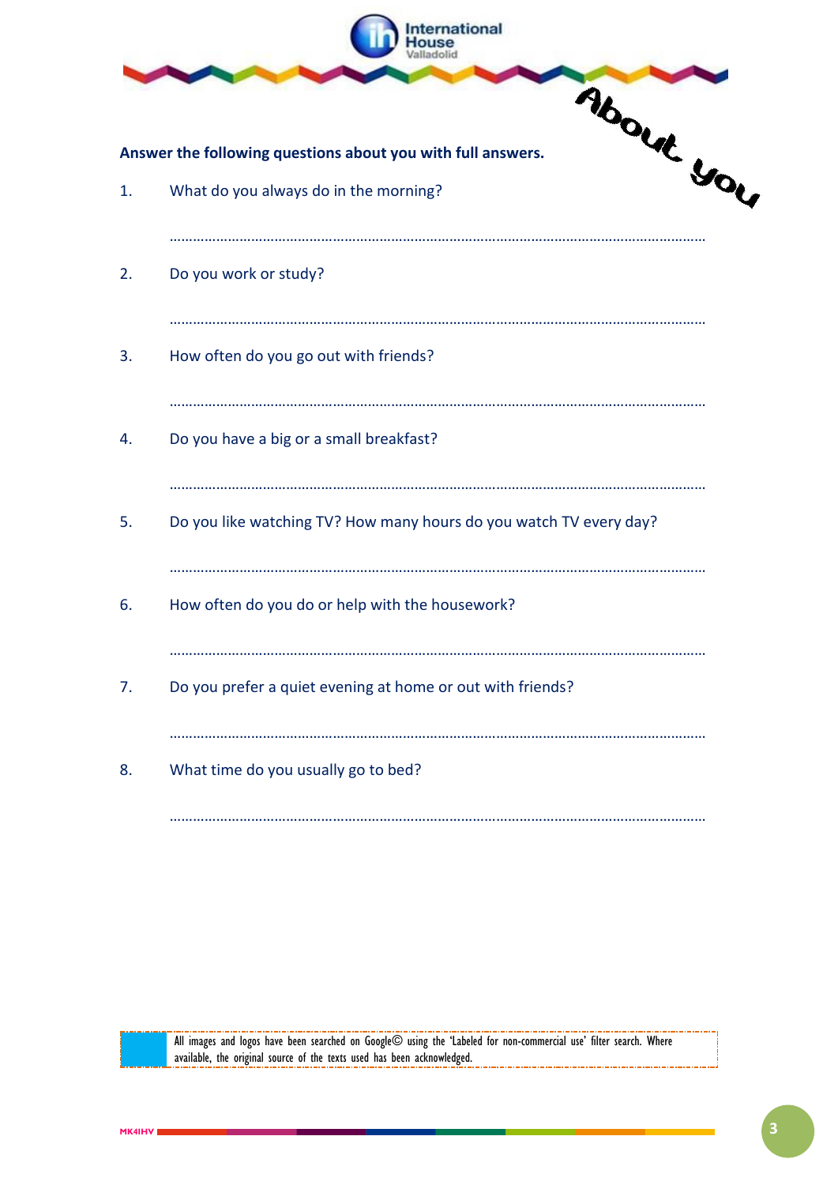# About you

**Answer the following questions about you with full answers.**

1. What do you always do in the morning?

   ……………………………………………………………………………………………………………………………

2. Do you work or study?

   ……………………………………………………………………………………………………………………………

3. How often do you go out with friends?

   ……………………………………………………………………………………………………………………………

4. Do you have a big or a small breakfast?

   ……………………………………………………………………………………………………………………………

5. Do you like watching TV? How many hours do you watch TV every day?

   ……………………………………………………………………………………………………………………………

6. How often do you do or help with the housework?

   ……………………………………………………………………………………………………………………………

7. Do you prefer a quiet evening at home or out with friends?

   ……………………………………………………………………………………………………………………………

8. What time do you usually go to bed?

   ……………………………………………………………………………………………………………………………

All images and logos have been searched on Google© using the 'Labeled for non-commercial use' filter search. Where available, the original source of the texts used has been acknowledged.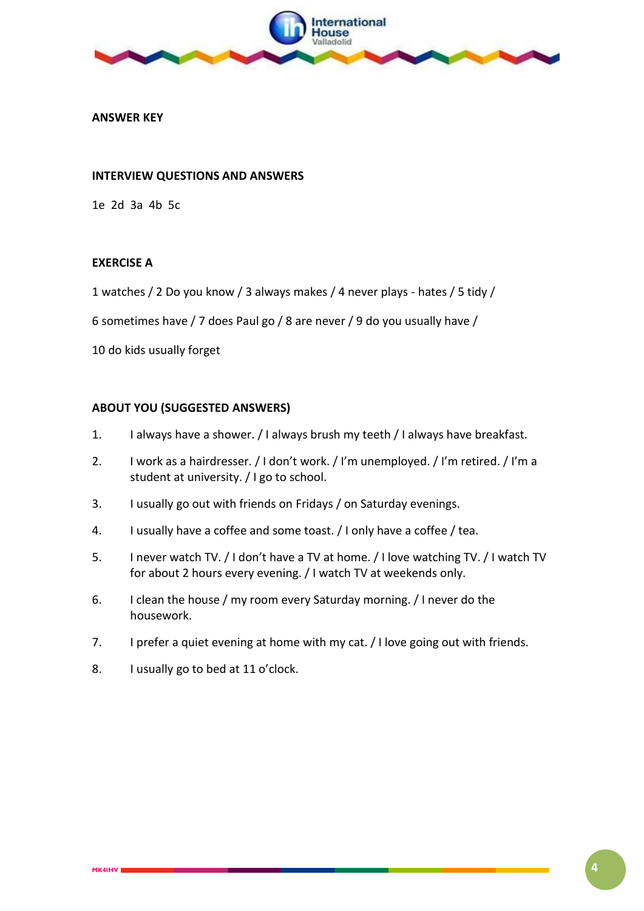**ANSWER KEY**

**INTERVIEW QUESTIONS AND ANSWERS**

1e 2d 3a 4b 5c

**EXERCISE A**

1 watches / 2 Do you know / 3 always makes / 4 never plays - hates / 5 tidy /

6 sometimes have / 7 does Paul go / 8 are never / 9 do you usually have /

10 do kids usually forget

**ABOUT YOU (SUGGESTED ANSWERS)**

1. I always have a shower. / I always brush my teeth / I always have breakfast.
2. I work as a hairdresser. / I don't work. / I'm unemployed. / I'm retired. / I'm a student at university. / I go to school.
3. I usually go out with friends on Fridays / on Saturday evenings.
4. I usually have a coffee and some toast. / I only have a coffee / tea.
5. I never watch TV. / I don't have a TV at home. / I love watching TV. / I watch TV for about 2 hours every evening. / I watch TV at weekends only.
6. I clean the house / my room every Saturday morning. / I never do the housework.
7. I prefer a quiet evening at home with my cat. / I love going out with friends.
8. I usually go to bed at 11 o'clock.